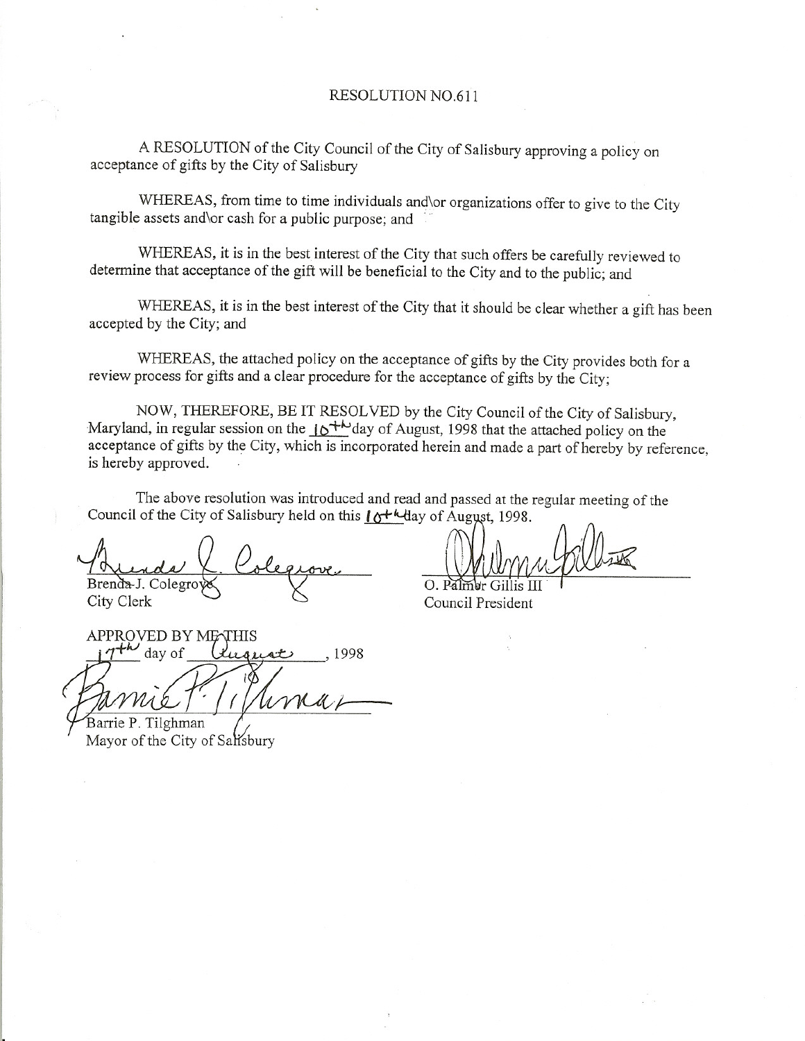RESOLUTION NO.611

A RESOLUTION of the City Council of the City of Salisbury approving a policy on acceptance of gifts by the City of Salisbury

WHEREAS, from time to time individuals and\or organizations offer to give to the City tangible assets and\or cash for a public purpose; and

WHEREAS, it is in the best interest of the City that such offers be carefully reviewed to determine that acceptance of the gift will be beneficial to the City and to the public; and

WHEREAS, it is in the best interest of the City that it should be clear whether a gift has been accepted by the City; and

WHEREAS, the attached policy on the acceptance of gifts by the City provides both for a review process for gifts and a clear procedure for the acceptance of gifts by the City;

NOW, THEREFORE, BE IT RESOLVED by the City Council of the City of Salisbury, Maryland, in regular session on the 10th day of August, 1998 that the attached policy on the acceptance of gifts by the City, which is incorporated herein and made a part of hereby by reference, is hereby approved.

The above resolution was introduced and read and passed at the regular meeting of the Council of the City of Salisbury held on this 10th day of August, 1998.

Brenda J. Colegrove
City Clerk

O. Palmer Gillis III
Council President

APPROVED BY ME THIS 17th day of August, 1998

Barrie P. Tilghman
Mayor of the City of Salisbury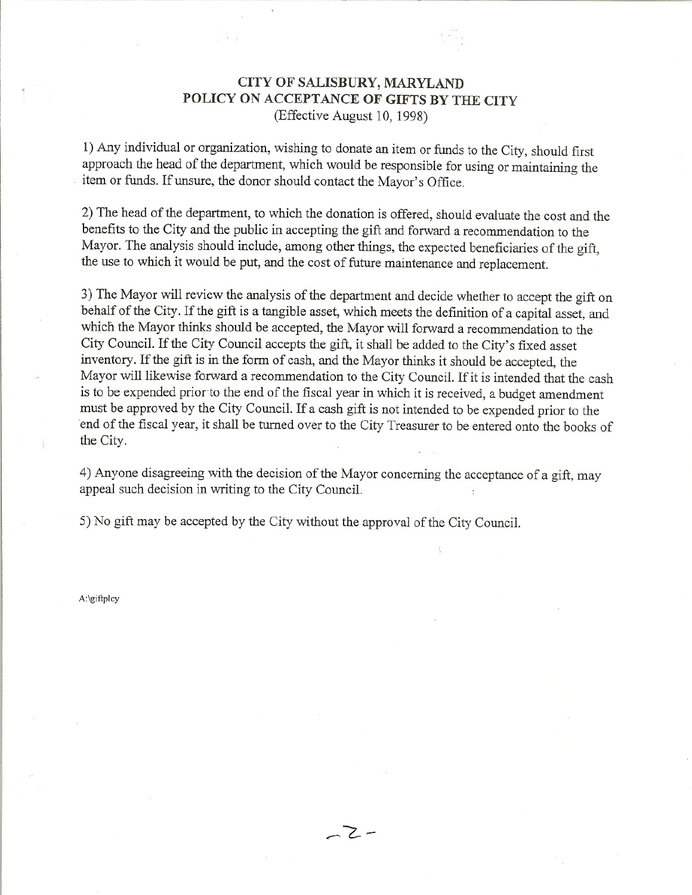# CITY OF SALISBURY, MARYLAND
## POLICY ON ACCEPTANCE OF GIFTS BY THE CITY
(Effective August 10, 1998)

1) Any individual or organization, wishing to donate an item or funds to the City, should first approach the head of the department, which would be responsible for using or maintaining the item or funds. If unsure, the donor should contact the Mayor's Office.

2) The head of the department, to which the donation is offered, should evaluate the cost and the benefits to the City and the public in accepting the gift and forward a recommendation to the Mayor. The analysis should include, among other things, the expected beneficiaries of the gift, the use to which it would be put, and the cost of future maintenance and replacement.

3) The Mayor will review the analysis of the department and decide whether to accept the gift on behalf of the City. If the gift is a tangible asset, which meets the definition of a capital asset, and which the Mayor thinks should be accepted, the Mayor will forward a recommendation to the City Council. If the City Council accepts the gift, it shall be added to the City's fixed asset inventory. If the gift is in the form of cash, and the Mayor thinks it should be accepted, the Mayor will likewise forward a recommendation to the City Council. If it is intended that the cash is to be expended prior to the end of the fiscal year in which it is received, a budget amendment must be approved by the City Council. If a cash gift is not intended to be expended prior to the end of the fiscal year, it shall be turned over to the City Treasurer to be entered onto the books of the City.

4) Anyone disagreeing with the decision of the Mayor concerning the acceptance of a gift, may appeal such decision in writing to the City Council.

5) No gift may be accepted by the City without the approval of the City Council.

A:\giftplcy